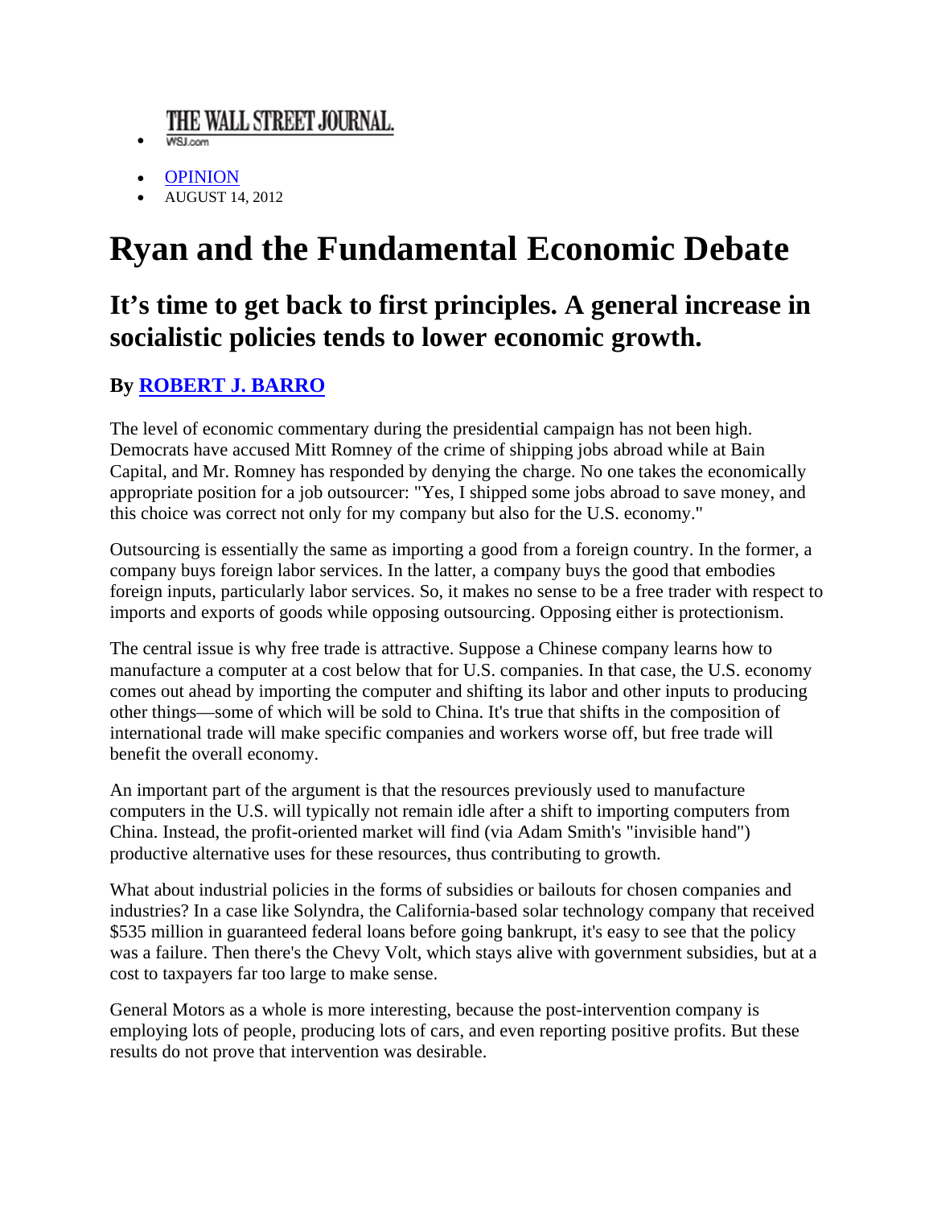- THE WALL STREET JOURNAL. WSJ.com

- OPINION
- AUGUST 14, 2012

# Ryan and the Fundamental Economic Debate

## It's time to get back to first principles. A general increase in socialistic policies tends to lower economic growth.

### By ROBERT J. BARRO

The level of economic commentary during the presidential campaign has not been high. Democrats have accused Mitt Romney of the crime of shipping jobs abroad while at Bain Capital, and Mr. Romney has responded by denying the charge. No one takes the economically appropriate position for a job outsourcer: "Yes, I shipped some jobs abroad to save money, and this choice was correct not only for my company but also for the U.S. economy."

Outsourcing is essentially the same as importing a good from a foreign country. In the former, a company buys foreign labor services. In the latter, a company buys the good that embodies foreign inputs, particularly labor services. So, it makes no sense to be a free trader with respect to imports and exports of goods while opposing outsourcing. Opposing either is protectionism.

The central issue is why free trade is attractive. Suppose a Chinese company learns how to manufacture a computer at a cost below that for U.S. companies. In that case, the U.S. economy comes out ahead by importing the computer and shifting its labor and other inputs to producing other things—some of which will be sold to China. It's true that shifts in the composition of international trade will make specific companies and workers worse off, but free trade will benefit the overall economy.

An important part of the argument is that the resources previously used to manufacture computers in the U.S. will typically not remain idle after a shift to importing computers from China. Instead, the profit-oriented market will find (via Adam Smith's "invisible hand") productive alternative uses for these resources, thus contributing to growth.

What about industrial policies in the forms of subsidies or bailouts for chosen companies and industries? In a case like Solyndra, the California-based solar technology company that received \$535 million in guaranteed federal loans before going bankrupt, it's easy to see that the policy was a failure. Then there's the Chevy Volt, which stays alive with government subsidies, but at a cost to taxpayers far too large to make sense.

General Motors as a whole is more interesting, because the post-intervention company is employing lots of people, producing lots of cars, and even reporting positive profits. But these results do not prove that intervention was desirable.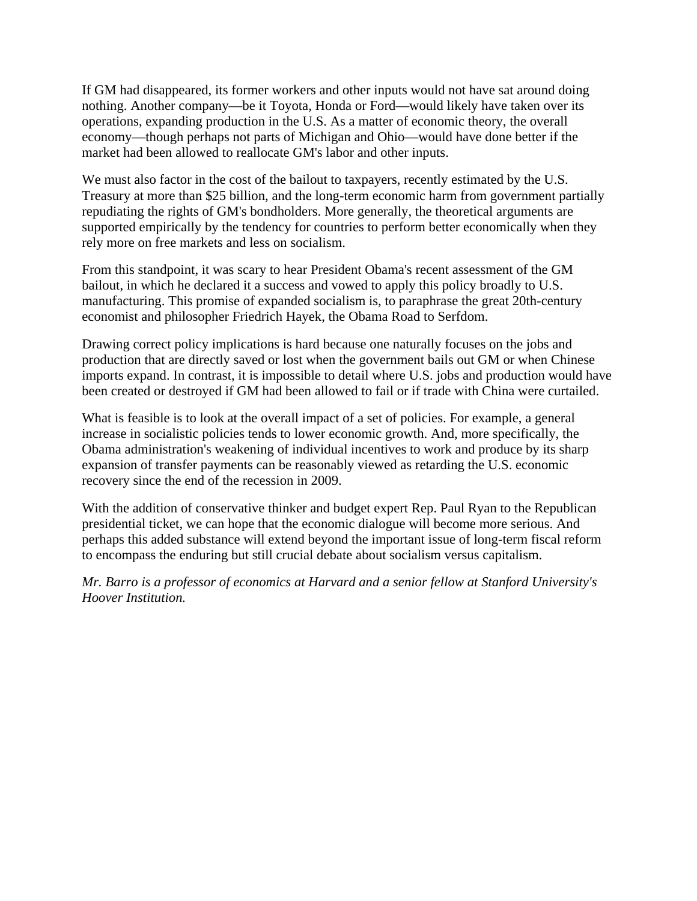If GM had disappeared, its former workers and other inputs would not have sat around doing nothing. Another company—be it Toyota, Honda or Ford—would likely have taken over its operations, expanding production in the U.S. As a matter of economic theory, the overall economy—though perhaps not parts of Michigan and Ohio—would have done better if the market had been allowed to reallocate GM's labor and other inputs.

We must also factor in the cost of the bailout to taxpayers, recently estimated by the U.S. Treasury at more than $25 billion, and the long-term economic harm from government partially repudiating the rights of GM's bondholders. More generally, the theoretical arguments are supported empirically by the tendency for countries to perform better economically when they rely more on free markets and less on socialism.

From this standpoint, it was scary to hear President Obama's recent assessment of the GM bailout, in which he declared it a success and vowed to apply this policy broadly to U.S. manufacturing. This promise of expanded socialism is, to paraphrase the great 20th-century economist and philosopher Friedrich Hayek, the Obama Road to Serfdom.

Drawing correct policy implications is hard because one naturally focuses on the jobs and production that are directly saved or lost when the government bails out GM or when Chinese imports expand. In contrast, it is impossible to detail where U.S. jobs and production would have been created or destroyed if GM had been allowed to fail or if trade with China were curtailed.

What is feasible is to look at the overall impact of a set of policies. For example, a general increase in socialistic policies tends to lower economic growth. And, more specifically, the Obama administration's weakening of individual incentives to work and produce by its sharp expansion of transfer payments can be reasonably viewed as retarding the U.S. economic recovery since the end of the recession in 2009.

With the addition of conservative thinker and budget expert Rep. Paul Ryan to the Republican presidential ticket, we can hope that the economic dialogue will become more serious. And perhaps this added substance will extend beyond the important issue of long-term fiscal reform to encompass the enduring but still crucial debate about socialism versus capitalism.

*Mr. Barro is a professor of economics at Harvard and a senior fellow at Stanford University's Hoover Institution.*